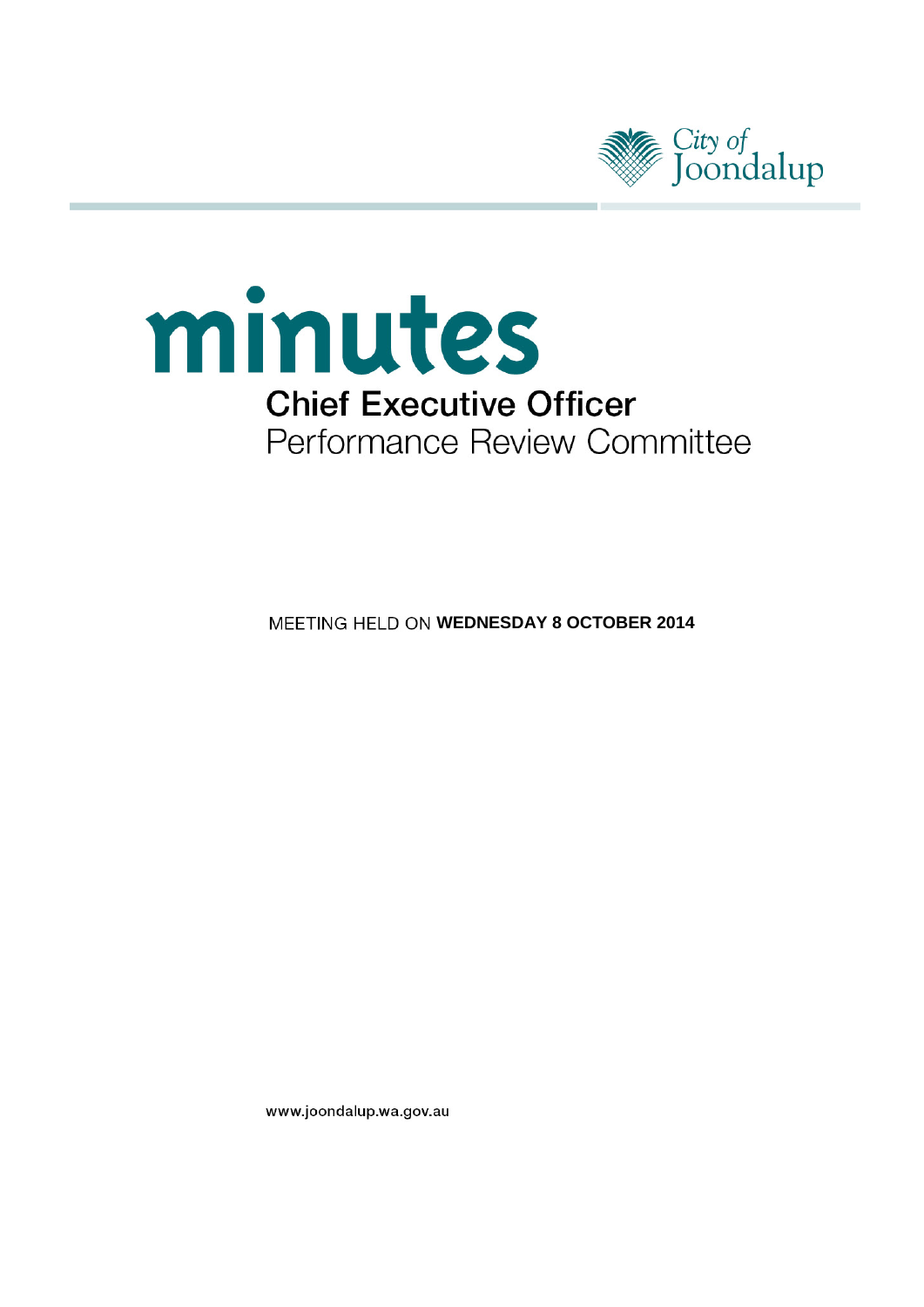City of Joondalup

# minutes

## Chief Executive Officer

## Performance Review Committee

MEETING HELD ON **WEDNESDAY 8 OCTOBER 2014**

www.joondalup.wa.gov.au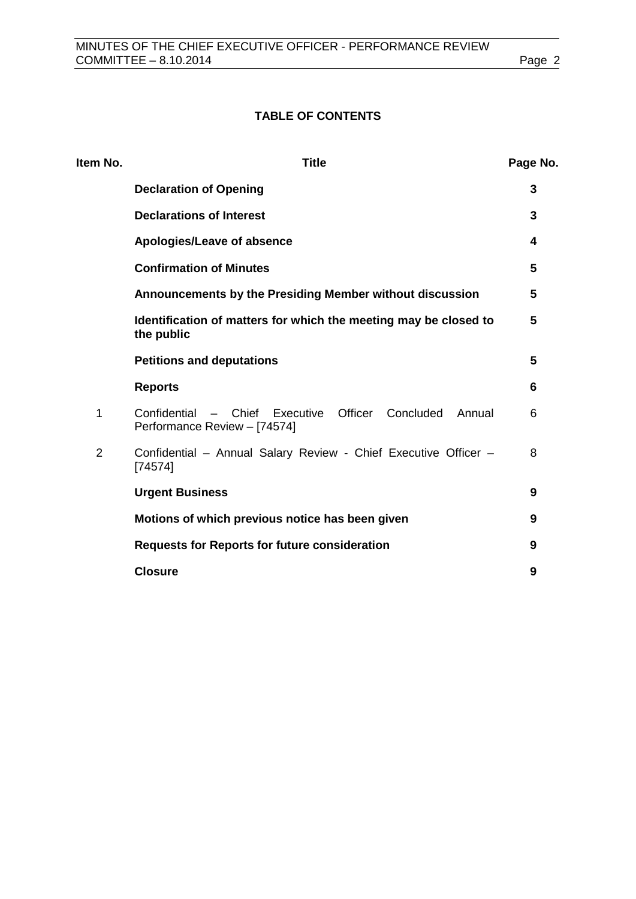## TABLE OF CONTENTS

| Item No. | Title | Page No. |
|---|---|---|
| | **Declaration of Opening** | **3** |
| | **Declarations of Interest** | **3** |
| | **Apologies/Leave of absence** | **4** |
| | **Confirmation of Minutes** | **5** |
| | **Announcements by the Presiding Member without discussion** | **5** |
| | **Identification of matters for which the meeting may be closed to the public** | **5** |
| | **Petitions and deputations** | **5** |
| | **Reports** | **6** |
| 1 | Confidential – Chief Executive Officer Concluded Annual Performance Review – [74574] | 6 |
| 2 | Confidential – Annual Salary Review - Chief Executive Officer – [74574] | 8 |
| | **Urgent Business** | **9** |
| | **Motions of which previous notice has been given** | **9** |
| | **Requests for Reports for future consideration** | **9** |
| | **Closure** | **9** |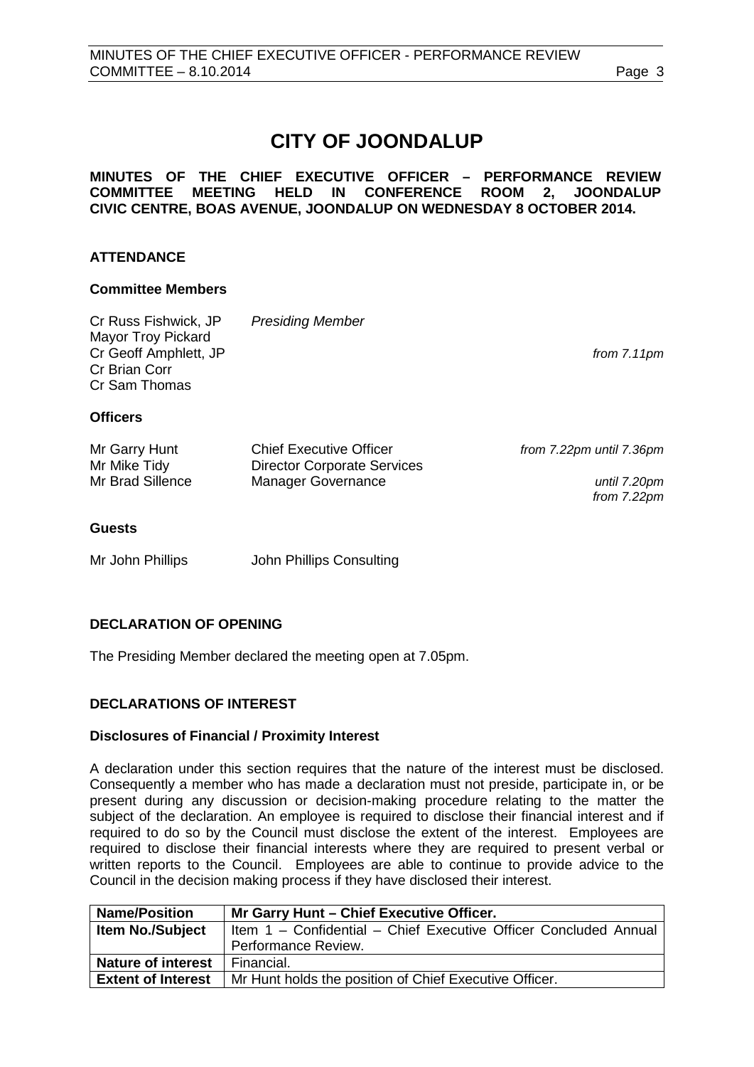# CITY OF JOONDALUP

**MINUTES OF THE CHIEF EXECUTIVE OFFICER – PERFORMANCE REVIEW COMMITTEE MEETING HELD IN CONFERENCE ROOM 2, JOONDALUP CIVIC CENTRE, BOAS AVENUE, JOONDALUP ON WEDNESDAY 8 OCTOBER 2014.**

## ATTENDANCE

### Committee Members

| | | |
|---|---|---|
| Cr Russ Fishwick, JP | *Presiding Member* | |
| Mayor Troy Pickard | | |
| Cr Geoff Amphlett, JP | | *from 7.11pm* |
| Cr Brian Corr | | |
| Cr Sam Thomas | | |

### Officers

| | | |
|---|---|---|
| Mr Garry Hunt | Chief Executive Officer | *from 7.22pm until 7.36pm* |
| Mr Mike Tidy | Director Corporate Services | |
| Mr Brad Sillence | Manager Governance | *until 7.20pm* <br> *from 7.22pm* |

### Guests

| | |
|---|---|
| Mr John Phillips | John Phillips Consulting |

## DECLARATION OF OPENING

The Presiding Member declared the meeting open at 7.05pm.

## DECLARATIONS OF INTEREST

### Disclosures of Financial / Proximity Interest

A declaration under this section requires that the nature of the interest must be disclosed. Consequently a member who has made a declaration must not preside, participate in, or be present during any discussion or decision-making procedure relating to the matter the subject of the declaration. An employee is required to disclose their financial interest and if required to do so by the Council must disclose the extent of the interest. Employees are required to disclose their financial interests where they are required to present verbal or written reports to the Council. Employees are able to continue to provide advice to the Council in the decision making process if they have disclosed their interest.

| **Name/Position** | **Mr Garry Hunt – Chief Executive Officer.** |
|---|---|
| **Item No./Subject** | Item 1 – Confidential – Chief Executive Officer Concluded Annual Performance Review. |
| **Nature of interest** | Financial. |
| **Extent of Interest** | Mr Hunt holds the position of Chief Executive Officer. |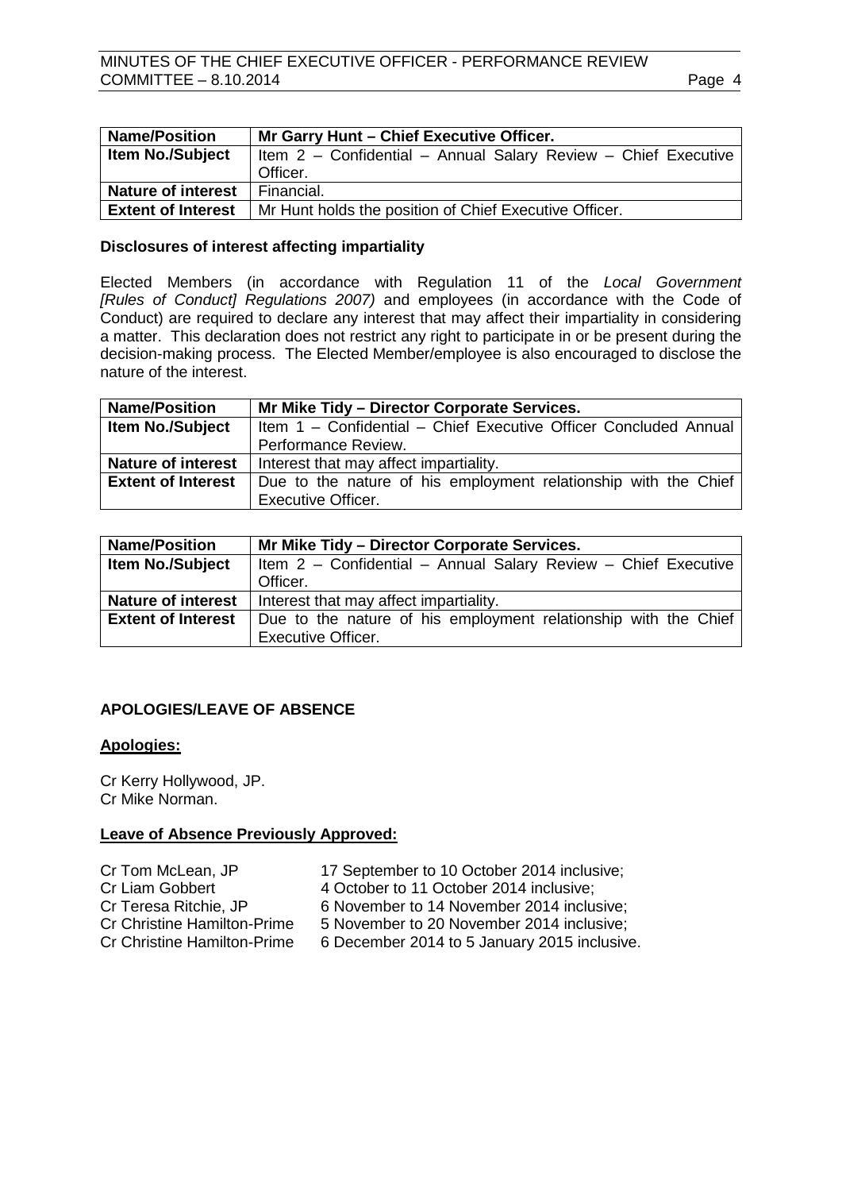| Name/Position | Mr Garry Hunt – Chief Executive Officer. |
|---|---|
| Item No./Subject | Item 2 – Confidential – Annual Salary Review – Chief Executive Officer. |
| Nature of interest | Financial. |
| Extent of Interest | Mr Hunt holds the position of Chief Executive Officer. |

### Disclosures of interest affecting impartiality

Elected Members (in accordance with Regulation 11 of the *Local Government [Rules of Conduct] Regulations 2007)* and employees (in accordance with the Code of Conduct) are required to declare any interest that may affect their impartiality in considering a matter. This declaration does not restrict any right to participate in or be present during the decision-making process. The Elected Member/employee is also encouraged to disclose the nature of the interest.

| Name/Position | Mr Mike Tidy – Director Corporate Services. |
|---|---|
| Item No./Subject | Item 1 – Confidential – Chief Executive Officer Concluded Annual Performance Review. |
| Nature of interest | Interest that may affect impartiality. |
| Extent of Interest | Due to the nature of his employment relationship with the Chief Executive Officer. |

| Name/Position | Mr Mike Tidy – Director Corporate Services. |
|---|---|
| Item No./Subject | Item 2 – Confidential – Annual Salary Review – Chief Executive Officer. |
| Nature of interest | Interest that may affect impartiality. |
| Extent of Interest | Due to the nature of his employment relationship with the Chief Executive Officer. |

## APOLOGIES/LEAVE OF ABSENCE

### Apologies:

Cr Kerry Hollywood, JP.
Cr Mike Norman.

### Leave of Absence Previously Approved:

Cr Tom McLean, JP — 17 September to 10 October 2014 inclusive;
Cr Liam Gobbert — 4 October to 11 October 2014 inclusive;
Cr Teresa Ritchie, JP — 6 November to 14 November 2014 inclusive;
Cr Christine Hamilton-Prime — 5 November to 20 November 2014 inclusive;
Cr Christine Hamilton-Prime — 6 December 2014 to 5 January 2015 inclusive.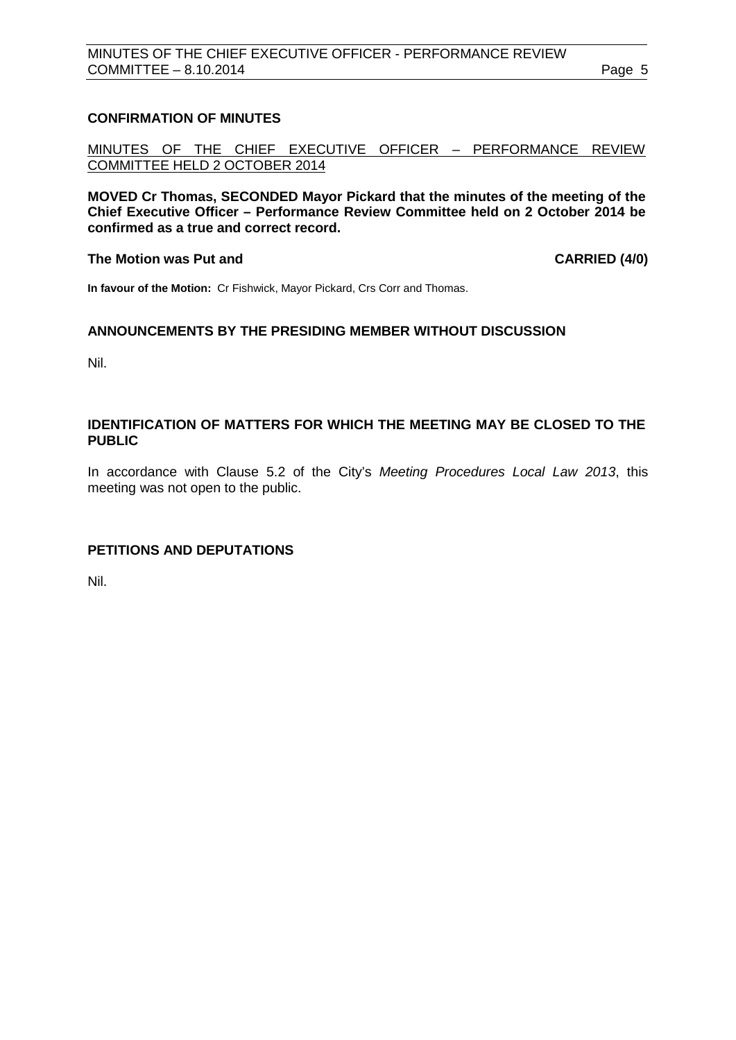## CONFIRMATION OF MINUTES

MINUTES OF THE CHIEF EXECUTIVE OFFICER – PERFORMANCE REVIEW COMMITTEE HELD 2 OCTOBER 2014

**MOVED Cr Thomas, SECONDED Mayor Pickard that the minutes of the meeting of the Chief Executive Officer – Performance Review Committee held on 2 October 2014 be confirmed as a true and correct record.**

**The Motion was Put and CARRIED (4/0)**

**In favour of the Motion:** Cr Fishwick, Mayor Pickard, Crs Corr and Thomas.

## ANNOUNCEMENTS BY THE PRESIDING MEMBER WITHOUT DISCUSSION

Nil.

## IDENTIFICATION OF MATTERS FOR WHICH THE MEETING MAY BE CLOSED TO THE PUBLIC

In accordance with Clause 5.2 of the City's *Meeting Procedures Local Law 2013*, this meeting was not open to the public.

## PETITIONS AND DEPUTATIONS

Nil.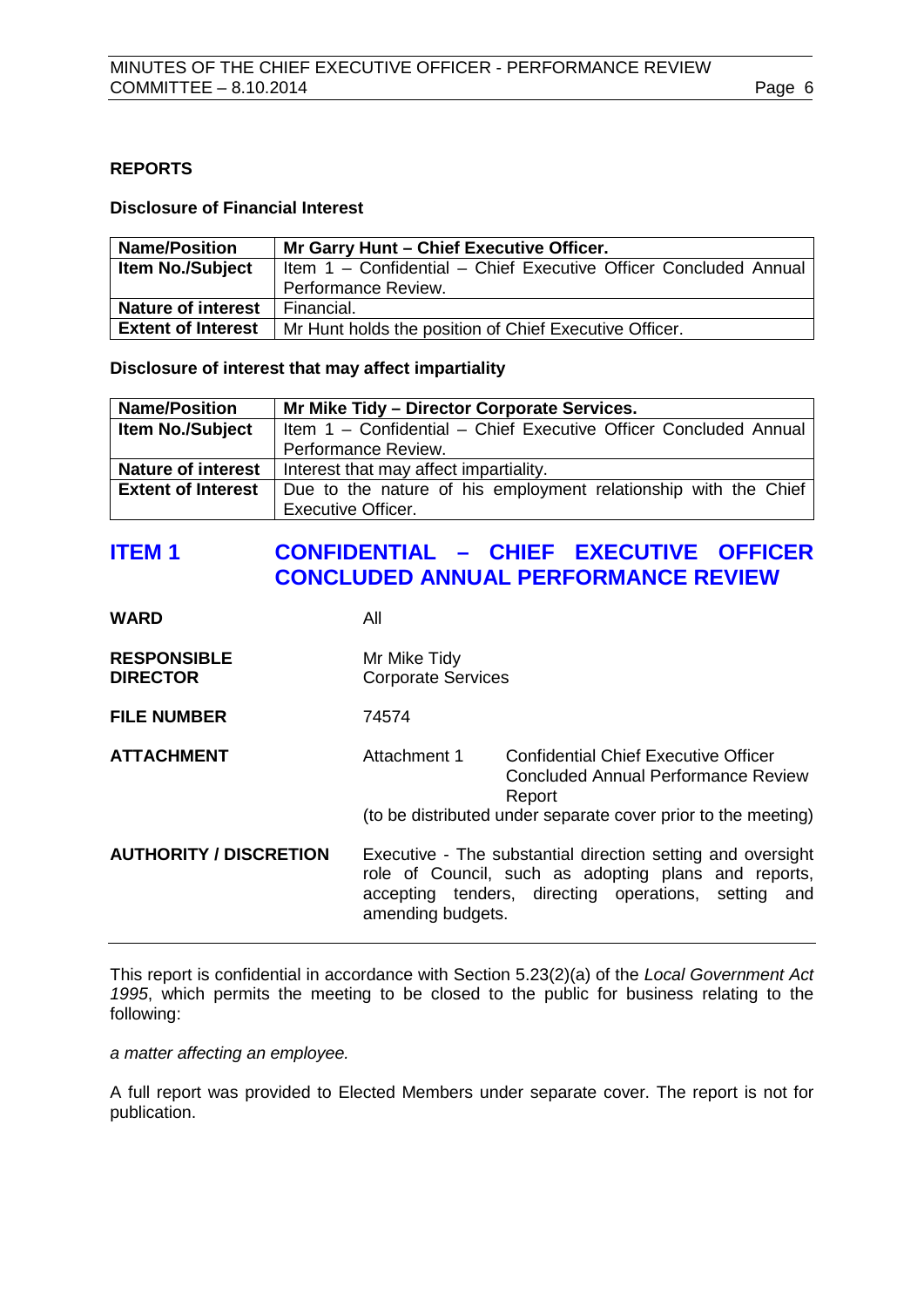## REPORTS

### Disclosure of Financial Interest

| Name/Position | Mr Garry Hunt – Chief Executive Officer. |
|---|---|
| Item No./Subject | Item 1 – Confidential – Chief Executive Officer Concluded Annual Performance Review. |
| Nature of interest | Financial. |
| Extent of Interest | Mr Hunt holds the position of Chief Executive Officer. |

### Disclosure of interest that may affect impartiality

| Name/Position | Mr Mike Tidy – Director Corporate Services. |
|---|---|
| Item No./Subject | Item 1 – Confidential – Chief Executive Officer Concluded Annual Performance Review. |
| Nature of interest | Interest that may affect impartiality. |
| Extent of Interest | Due to the nature of his employment relationship with the Chief Executive Officer. |

## ITEM 1 CONFIDENTIAL – CHIEF EXECUTIVE OFFICER CONCLUDED ANNUAL PERFORMANCE REVIEW

**WARD** All

**RESPONSIBLE DIRECTOR** Mr Mike Tidy
Corporate Services

**FILE NUMBER** 74574

**ATTACHMENT** Attachment 1 Confidential Chief Executive Officer Concluded Annual Performance Review Report
(to be distributed under separate cover prior to the meeting)

**AUTHORITY / DISCRETION** Executive - The substantial direction setting and oversight role of Council, such as adopting plans and reports, accepting tenders, directing operations, setting and amending budgets.

---

This report is confidential in accordance with Section 5.23(2)(a) of the *Local Government Act 1995*, which permits the meeting to be closed to the public for business relating to the following:

*a matter affecting an employee.*

A full report was provided to Elected Members under separate cover. The report is not for publication.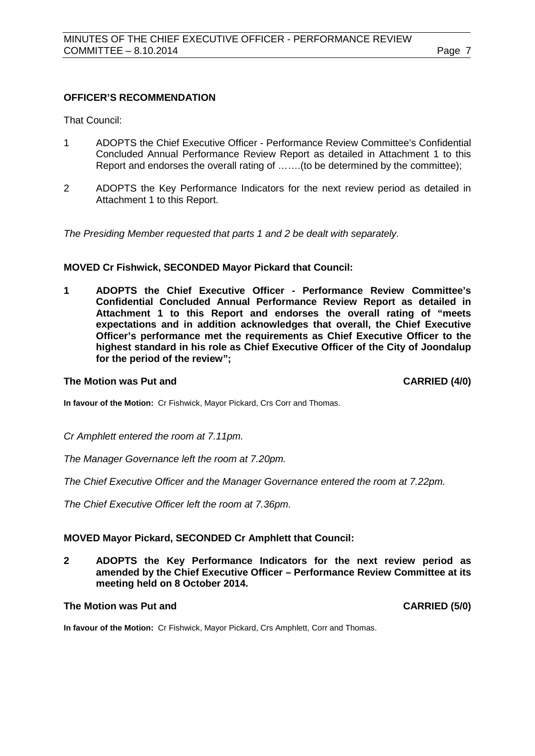**OFFICER'S RECOMMENDATION**

That Council:

1 ADOPTS the Chief Executive Officer - Performance Review Committee's Confidential Concluded Annual Performance Review Report as detailed in Attachment 1 to this Report and endorses the overall rating of …….(to be determined by the committee);

2 ADOPTS the Key Performance Indicators for the next review period as detailed in Attachment 1 to this Report.

*The Presiding Member requested that parts 1 and 2 be dealt with separately.*

**MOVED Cr Fishwick, SECONDED Mayor Pickard that Council:**

**1 ADOPTS the Chief Executive Officer - Performance Review Committee's Confidential Concluded Annual Performance Review Report as detailed in Attachment 1 to this Report and endorses the overall rating of "meets expectations and in addition acknowledges that overall, the Chief Executive Officer's performance met the requirements as Chief Executive Officer to the highest standard in his role as Chief Executive Officer of the City of Joondalup for the period of the review";**

**The Motion was Put and CARRIED (4/0)**

**In favour of the Motion:** Cr Fishwick, Mayor Pickard, Crs Corr and Thomas.

*Cr Amphlett entered the room at 7.11pm.*

*The Manager Governance left the room at 7.20pm.*

*The Chief Executive Officer and the Manager Governance entered the room at 7.22pm.*

*The Chief Executive Officer left the room at 7.36pm.*

**MOVED Mayor Pickard, SECONDED Cr Amphlett that Council:**

**2 ADOPTS the Key Performance Indicators for the next review period as amended by the Chief Executive Officer – Performance Review Committee at its meeting held on 8 October 2014.**

**The Motion was Put and CARRIED (5/0)**

**In favour of the Motion:** Cr Fishwick, Mayor Pickard, Crs Amphlett, Corr and Thomas.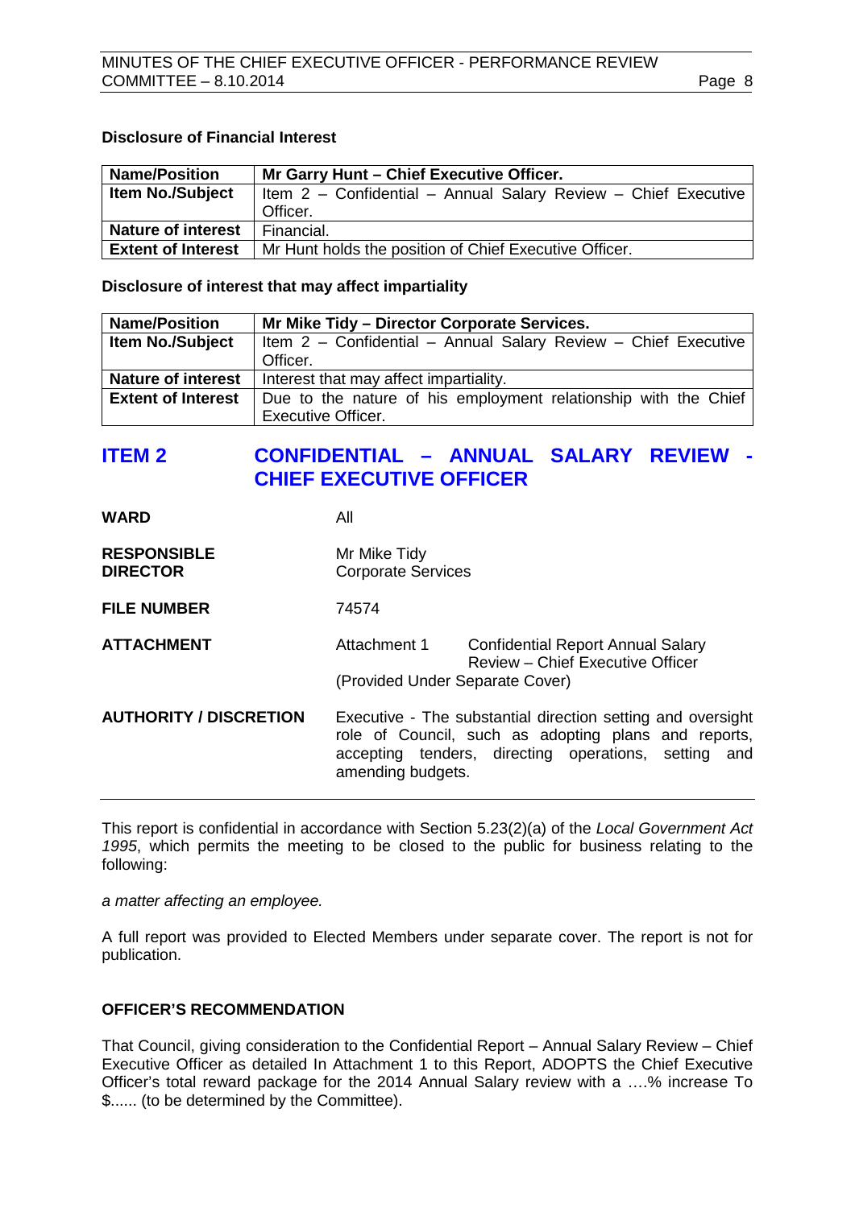**Disclosure of Financial Interest**

| Name/Position | Mr Garry Hunt – Chief Executive Officer. |
| --- | --- |
| Item No./Subject | Item 2 – Confidential – Annual Salary Review – Chief Executive Officer. |
| Nature of interest | Financial. |
| Extent of Interest | Mr Hunt holds the position of Chief Executive Officer. |

**Disclosure of interest that may affect impartiality**

| Name/Position | Mr Mike Tidy – Director Corporate Services. |
| --- | --- |
| Item No./Subject | Item 2 – Confidential – Annual Salary Review – Chief Executive Officer. |
| Nature of interest | Interest that may affect impartiality. |
| Extent of Interest | Due to the nature of his employment relationship with the Chief Executive Officer. |

## ITEM 2 CONFIDENTIAL – ANNUAL SALARY REVIEW - CHIEF EXECUTIVE OFFICER

**WARD** All

**RESPONSIBLE DIRECTOR** Mr Mike Tidy
Corporate Services

**FILE NUMBER** 74574

**ATTACHMENT** Attachment 1 Confidential Report Annual Salary Review – Chief Executive Officer
(Provided Under Separate Cover)

**AUTHORITY / DISCRETION** Executive - The substantial direction setting and oversight role of Council, such as adopting plans and reports, accepting tenders, directing operations, setting and amending budgets.

---

This report is confidential in accordance with Section 5.23(2)(a) of the *Local Government Act 1995*, which permits the meeting to be closed to the public for business relating to the following:

*a matter affecting an employee.*

A full report was provided to Elected Members under separate cover. The report is not for publication.

**OFFICER'S RECOMMENDATION**

That Council, giving consideration to the Confidential Report – Annual Salary Review – Chief Executive Officer as detailed In Attachment 1 to this Report, ADOPTS the Chief Executive Officer's total reward package for the 2014 Annual Salary review with a ….% increase To $...... (to be determined by the Committee).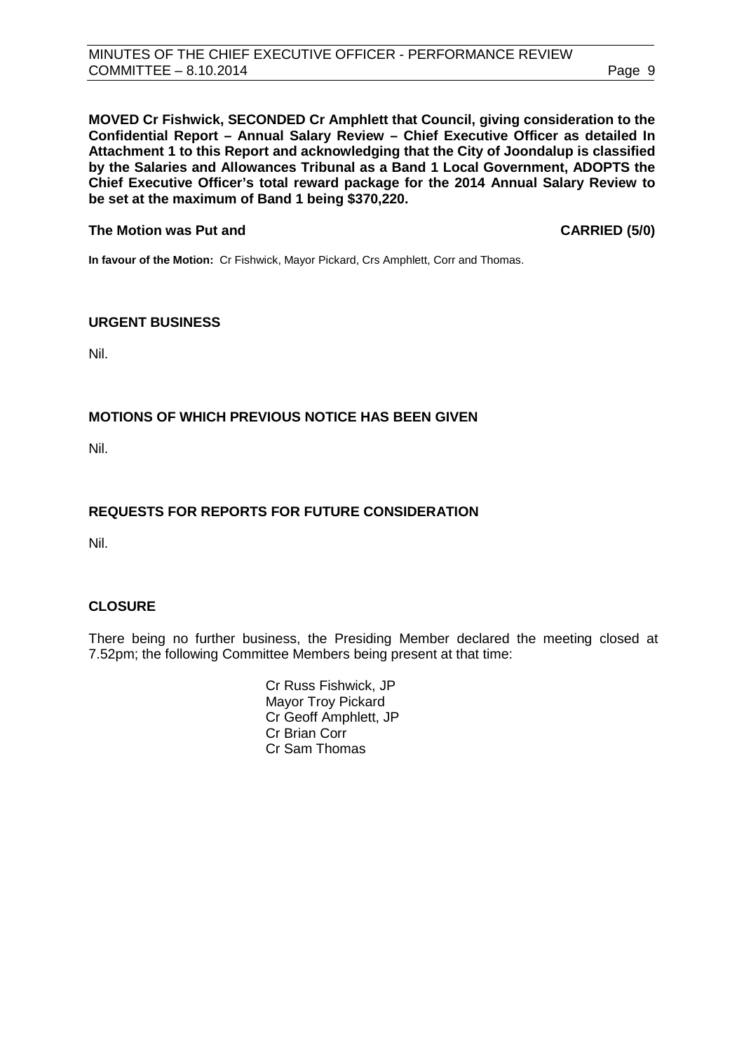**MOVED Cr Fishwick, SECONDED Cr Amphlett that Council, giving consideration to the Confidential Report – Annual Salary Review – Chief Executive Officer as detailed In Attachment 1 to this Report and acknowledging that the City of Joondalup is classified by the Salaries and Allowances Tribunal as a Band 1 Local Government, ADOPTS the Chief Executive Officer's total reward package for the 2014 Annual Salary Review to be set at the maximum of Band 1 being $370,220.**

**The Motion was Put and CARRIED (5/0)**

**In favour of the Motion:** Cr Fishwick, Mayor Pickard, Crs Amphlett, Corr and Thomas.

## URGENT BUSINESS

Nil.

## MOTIONS OF WHICH PREVIOUS NOTICE HAS BEEN GIVEN

Nil.

## REQUESTS FOR REPORTS FOR FUTURE CONSIDERATION

Nil.

## CLOSURE

There being no further business, the Presiding Member declared the meeting closed at 7.52pm; the following Committee Members being present at that time:

Cr Russ Fishwick, JP
Mayor Troy Pickard
Cr Geoff Amphlett, JP
Cr Brian Corr
Cr Sam Thomas